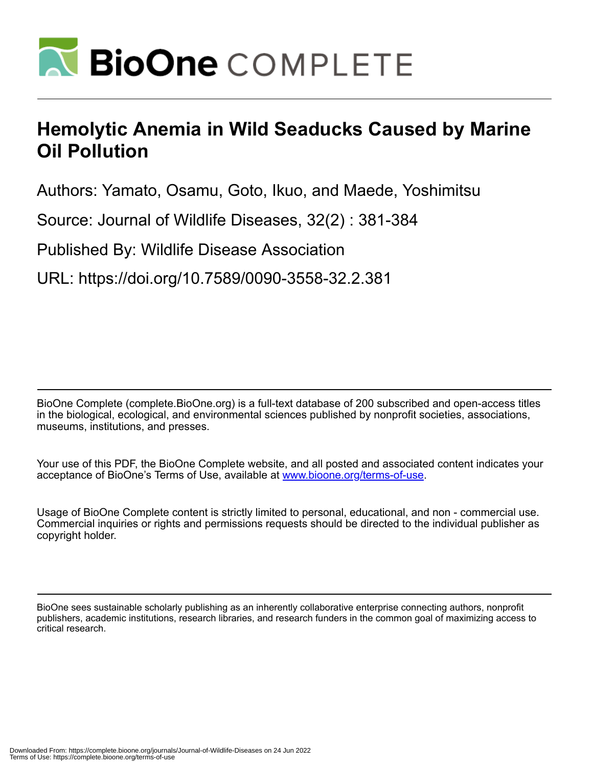# Hemolytic Anemia in Wild Seaducks Caused by Marine Oil Pollution

Authors: Yamato, Osamu, Goto, Ikuo, and Maede, Yoshimitsu

Source: Journal of Wildlife Diseases, 32(2) : 381-384

Published By: Wildlife Disease Association

URL: https://doi.org/10.7589/0090-3558-32.2.381

BioOne Complete (complete.BioOne.org) is a full-text database of 200 subscribed and open-access titles in the biological, ecological, and environmental sciences published by nonprofit societies, associations, museums, institutions, and presses.

Your use of this PDF, the BioOne Complete website, and all posted and associated content indicates your acceptance of BioOne's Terms of Use, available at www.bioone.org/terms-of-use.

Usage of BioOne Complete content is strictly limited to personal, educational, and non - commercial use. Commercial inquiries or rights and permissions requests should be directed to the individual publisher as copyright holder.

BioOne sees sustainable scholarly publishing as an inherently collaborative enterprise connecting authors, nonprofit publishers, academic institutions, research libraries, and research funders in the common goal of maximizing access to critical research.

Downloaded From: https://complete.bioone.org/journals/Journal-of-Wildlife-Diseases on 24 Jun 2022
Terms of Use: https://complete.bioone.org/terms-of-use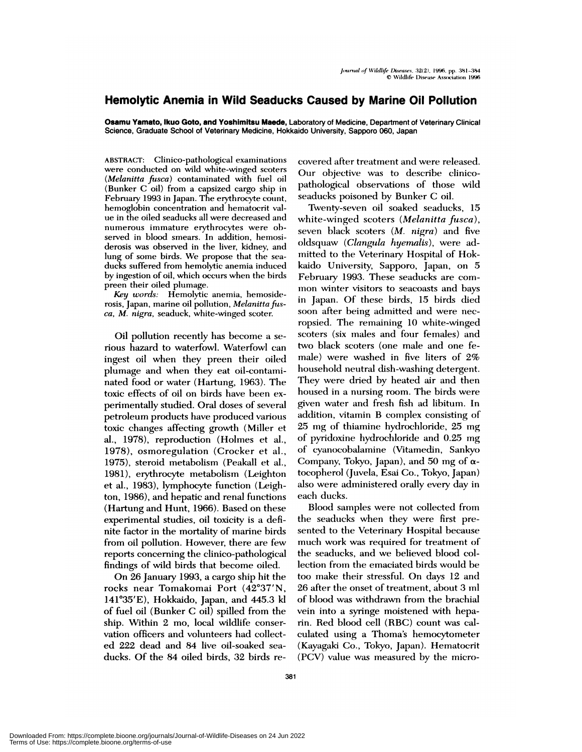# Hemolytic Anemia in Wild Seaducks Caused by Marine Oil Pollution

**Osamu Yamato, Ikuo Goto, and Yoshimitsu Maede,** Laboratory of Medicine, Department of Veterinary Clinical Science, Graduate School of Veterinary Medicine, Hokkaido University, Sapporo 060, Japan

ABSTRACT: Clinico-pathological examinations were conducted on wild white-winged scoters (*Melanitta fusca*) contaminated with fuel oil (Bunker C oil) from a capsized cargo ship in February 1993 in Japan. The erythrocyte count, hemoglobin concentration and hematocrit value in the oiled seaducks all were decreased and numerous immature erythrocytes were observed in blood smears. In addition, hemosiderosis was observed in the liver, kidney, and lung of some birds. We propose that the seaducks suffered from hemolytic anemia induced by ingestion of oil, which occurs when the birds preen their oiled plumage.

*Key words:* Hemolytic anemia, hemosiderosis, Japan, marine oil pollution, *Melanitta fusca, M. nigra*, seaduck, white-winged scoter.

Oil pollution recently has become a serious hazard to waterfowl. Waterfowl can ingest oil when they preen their oiled plumage and when they eat oil-contaminated food or water (Hartung, 1963). The toxic effects of oil on birds have been experimentally studied. Oral doses of several petroleum products have produced various toxic changes affecting growth (Miller et al., 1978), reproduction (Holmes et al., 1978), osmoregulation (Crocker et al., 1975), steroid metabolism (Peakall et al., 1981), erythrocyte metabolism (Leighton et al., 1983), lymphocyte function (Leighton, 1986), and hepatic and renal functions (Hartung and Hunt, 1966). Based on these experimental studies, oil toxicity is a definite factor in the mortality of marine birds from oil pollution. However, there are few reports concerning the clinico-pathological findings of wild birds that become oiled.

On 26 January 1993, a cargo ship hit the rocks near Tomakomai Port (42°37′N, 141°35′E), Hokkaido, Japan, and 445.3 kl of fuel oil (Bunker C oil) spilled from the ship. Within 2 mo, local wildlife conservation officers and volunteers had collected 222 dead and 84 live oil-soaked seaducks. Of the 84 oiled birds, 32 birds recovered after treatment and were released. Our objective was to describe clinico-pathological observations of those wild seaducks poisoned by Bunker C oil.

Twenty-seven oil soaked seaducks, 15 white-winged scoters (*Melanitta fusca*), seven black scoters (*M. nigra*) and five oldsquaw (*Clangula hyemalis*), were admitted to the Veterinary Hospital of Hokkaido University, Sapporo, Japan, on 5 February 1993. These seaducks are common winter visitors to seacoasts and bays in Japan. Of these birds, 15 birds died soon after being admitted and were necropsied. The remaining 10 white-winged scoters (six males and four females) and two black scoters (one male and one female) were washed in five liters of 2% household neutral dish-washing detergent. They were dried by heated air and then housed in a nursing room. The birds were given water and fresh fish ad libitum. In addition, vitamin B complex consisting of 25 mg of thiamine hydrochloride, 25 mg of pyridoxine hydrochloride and 0.25 mg of cyanocobalamine (Vitamedin, Sankyo Company, Tokyo, Japan), and 50 mg of α-tocopherol (Juvela, Esai Co., Tokyo, Japan) also were administered orally every day in each ducks.

Blood samples were not collected from the seaducks when they were first presented to the Veterinary Hospital because much work was required for treatment of the seaducks, and we believed blood collection from the emaciated birds would be too make their stressful. On days 12 and 26 after the onset of treatment, about 3 ml of blood was withdrawn from the brachial vein into a syringe moistened with heparin. Red blood cell (RBC) count was calculated using a Thoma's hemocytometer (Kayagaki Co., Tokyo, Japan). Hematocrit (PCV) value was measured by the micro-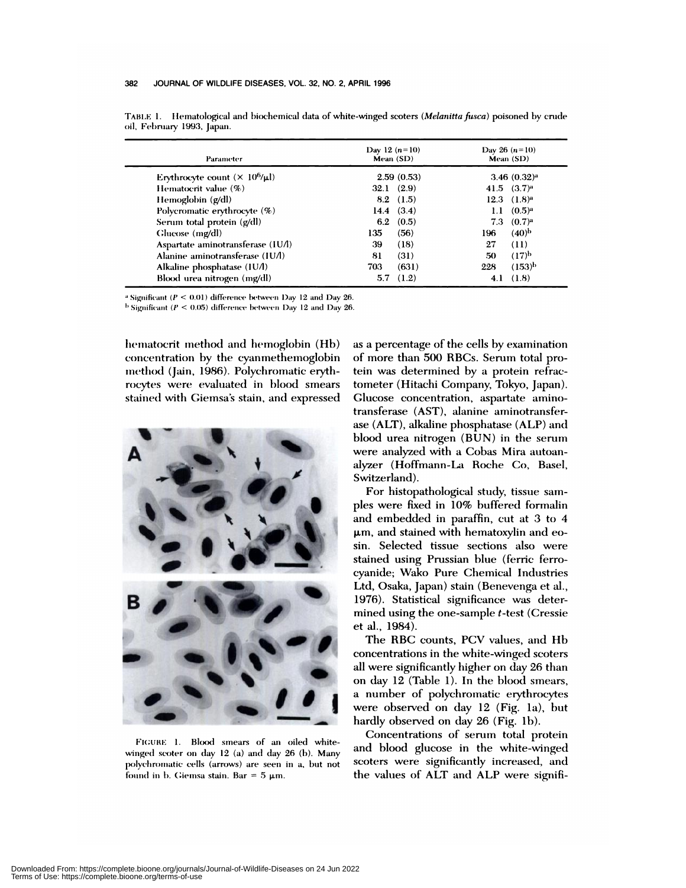TABLE 1. Hematological and biochemical data of white-winged scoters (*Melanitta fusca*) poisoned by crude oil, February 1993, Japan.

| Parameter | Day 12 ($n=10$) Mean (SD) | Day 26 ($n=10$) Mean (SD) |
|---|---|---|
| Erythrocyte count ($\times 10^6/\mu l$) | 2.59 (0.53) | 3.46 (0.32)[a] |
| Hematocrit value (%) | 32.1 (2.9) | 41.5 (3.7)[a] |
| Hemoglobin (g/dl) | 8.2 (1.5) | 12.3 (1.8)[a] |
| Polycromatic erythrocyte (%) | 14.4 (3.4) | 1.1 (0.5)[a] |
| Serum total protein (g/dl) | 6.2 (0.5) | 7.3 (0.7)[a] |
| Glucose (mg/dl) | 135 (56) | 196 (40)[b] |
| Aspartate aminotransferase (IU/l) | 39 (18) | 27 (11) |
| Alanine aminotransferase (IU/l) | 81 (31) | 50 (17)[b] |
| Alkaline phosphatase (IU/l) | 703 (631) | 228 (153)[b] |
| Blood urea nitrogen (mg/dl) | 5.7 (1.2) | 4.1 (1.8) |

[a] Significant ($P < 0.01$) difference between Day 12 and Day 26.
[b] Significant ($P < 0.05$) difference between Day 12 and Day 26.

hematocrit method and hemoglobin (Hb) concentration by the cyanmethemoglobin method (Jain, 1986). Polychromatic erythrocytes were evaluated in blood smears stained with Giemsa's stain, and expressed as a percentage of the cells by examination of more than 500 RBCs. Serum total protein was determined by a protein refractometer (Hitachi Company, Tokyo, Japan). Glucose concentration, aspartate aminotransferase (AST), alanine aminotransferase (ALT), alkaline phosphatase (ALP) and blood urea nitrogen (BUN) in the serum were analyzed with a Cobas Mira autoanalyzer (Hoffmann-La Roche Co, Basel, Switzerland).

FIGURE 1. Blood smears of an oiled white-winged scoter on day 12 (a) and day 26 (b). Many polychromatic cells (arrows) are seen in a, but not found in b. Giemsa stain. Bar = 5 μm.

For histopathological study, tissue samples were fixed in 10% buffered formalin and embedded in paraffin, cut at 3 to 4 μm, and stained with hematoxylin and eosin. Selected tissue sections also were stained using Prussian blue (ferric ferrocyanide; Wako Pure Chemical Industries Ltd, Osaka, Japan) stain (Benevenga et al., 1976). Statistical significance was determined using the one-sample *t*-test (Cressie et al., 1984).

The RBC counts, PCV values, and Hb concentrations in the white-winged scoters all were significantly higher on day 26 than on day 12 (Table 1). In the blood smears, a number of polychromatic erythrocytes were observed on day 12 (Fig. 1a), but hardly observed on day 26 (Fig. 1b).

Concentrations of serum total protein and blood glucose in the white-winged scoters were significantly increased, and the values of ALT and ALP were signifi-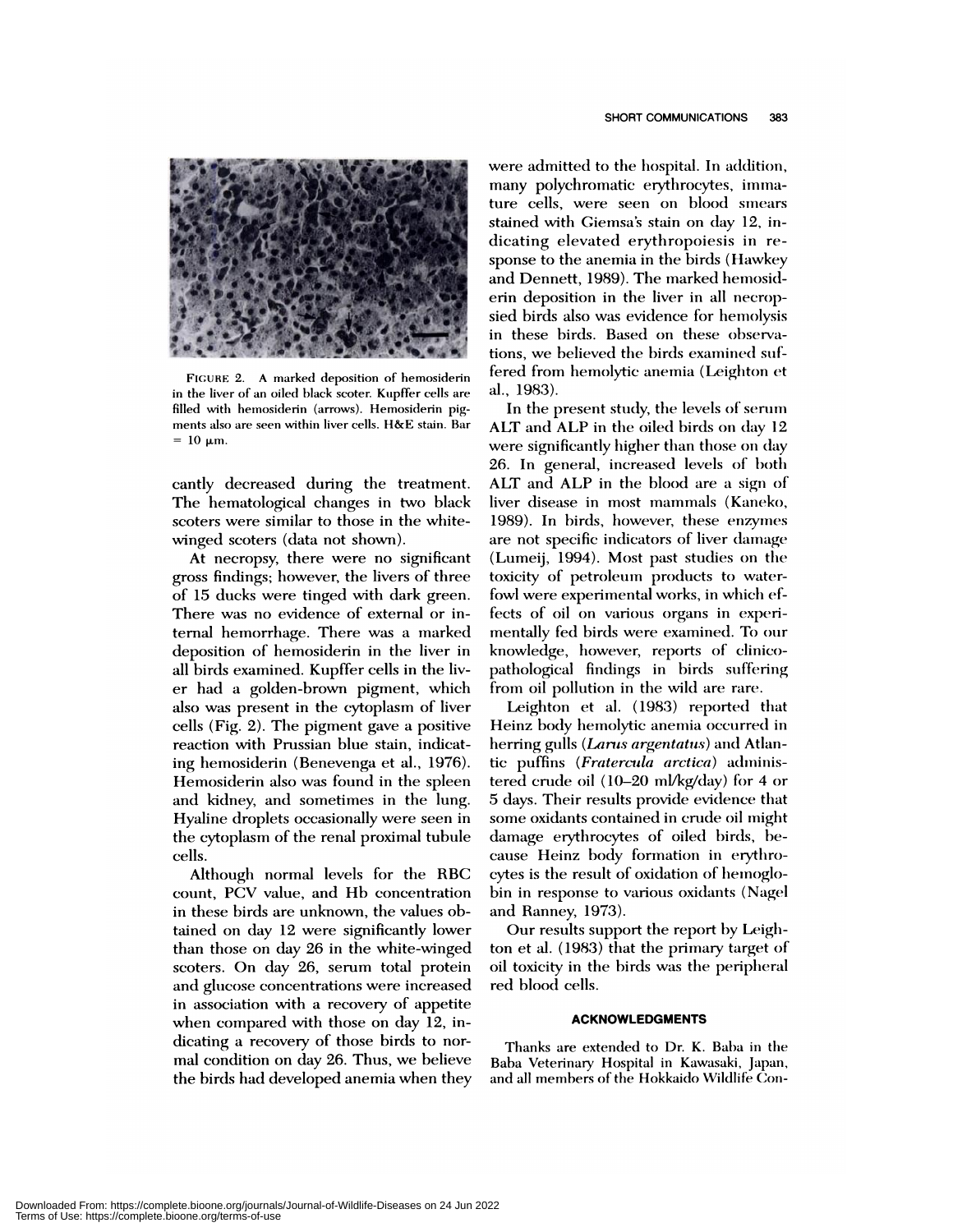FIGURE 2. A marked deposition of hemosiderin in the liver of an oiled black scoter. Kupffer cells are filled with hemosiderin (arrows). Hemosiderin pigments also are seen within liver cells. H&E stain. Bar = 10 μm.

cantly decreased during the treatment. The hematological changes in two black scoters were similar to those in the white-winged scoters (data not shown).

At necropsy, there were no significant gross findings; however, the livers of three of 15 ducks were tinged with dark green. There was no evidence of external or internal hemorrhage. There was a marked deposition of hemosiderin in the liver in all birds examined. Kupffer cells in the liver had a golden-brown pigment, which also was present in the cytoplasm of liver cells (Fig. 2). The pigment gave a positive reaction with Prussian blue stain, indicating hemosiderin (Benevenga et al., 1976). Hemosiderin also was found in the spleen and kidney, and sometimes in the lung. Hyaline droplets occasionally were seen in the cytoplasm of the renal proximal tubule cells.

Although normal levels for the RBC count, PCV value, and Hb concentration in these birds are unknown, the values obtained on day 12 were significantly lower than those on day 26 in the white-winged scoters. On day 26, serum total protein and glucose concentrations were increased in association with a recovery of appetite when compared with those on day 12, indicating a recovery of those birds to normal condition on day 26. Thus, we believe the birds had developed anemia when they were admitted to the hospital. In addition, many polychromatic erythrocytes, immature cells, were seen on blood smears stained with Giemsa's stain on day 12, indicating elevated erythropoiesis in response to the anemia in the birds (Hawkey and Dennett, 1989). The marked hemosiderin deposition in the liver in all necropsied birds also was evidence for hemolysis in these birds. Based on these observations, we believed the birds examined suffered from hemolytic anemia (Leighton et al., 1983).

In the present study, the levels of serum ALT and ALP in the oiled birds on day 12 were significantly higher than those on day 26. In general, increased levels of both ALT and ALP in the blood are a sign of liver disease in most mammals (Kaneko, 1989). In birds, however, these enzymes are not specific indicators of liver damage (Lumeij, 1994). Most past studies on the toxicity of petroleum products to waterfowl were experimental works, in which effects of oil on various organs in experimentally fed birds were examined. To our knowledge, however, reports of clinicopathological findings in birds suffering from oil pollution in the wild are rare.

Leighton et al. (1983) reported that Heinz body hemolytic anemia occurred in herring gulls (*Larus argentatus*) and Atlantic puffins (*Fratercula arctica*) administered crude oil (10–20 ml/kg/day) for 4 or 5 days. Their results provide evidence that some oxidants contained in crude oil might damage erythrocytes of oiled birds, because Heinz body formation in erythrocytes is the result of oxidation of hemoglobin in response to various oxidants (Nagel and Ranney, 1973).

Our results support the report by Leighton et al. (1983) that the primary target of oil toxicity in the birds was the peripheral red blood cells.

## ACKNOWLEDGMENTS

Thanks are extended to Dr. K. Baba in the Baba Veterinary Hospital in Kawasaki, Japan, and all members of the Hokkaido Wildlife Con-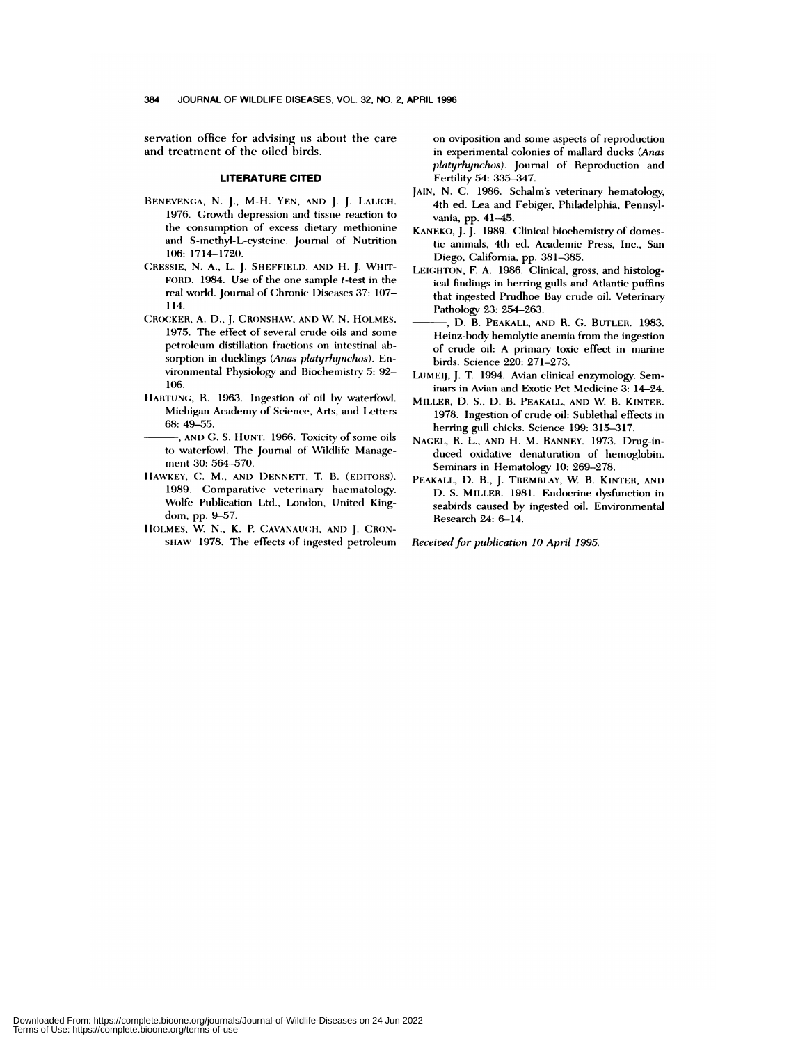servation office for advising us about the care and treatment of the oiled birds.

## LITERATURE CITED

BENEVENGA, N. J., M-H. YEN, AND J. J. LALICH. 1976. Growth depression and tissue reaction to the consumption of excess dietary methionine and S-methyl-L-cysteine. Journal of Nutrition 106: 1714–1720.

CRESSIE, N. A., L. J. SHEFFIELD, AND H. J. WHITFORD. 1984. Use of the one sample *t*-test in the real world. Journal of Chronic Diseases 37: 107–114.

CROCKER, A. D., J. CRONSHAW, AND W. N. HOLMES. 1975. The effect of several crude oils and some petroleum distillation fractions on intestinal absorption in ducklings (*Anas platyrhynchos*). Environmental Physiology and Biochemistry 5: 92–106.

HARTUNG, R. 1963. Ingestion of oil by waterfowl. Michigan Academy of Science, Arts, and Letters 68: 49–55.

———, AND G. S. HUNT. 1966. Toxicity of some oils to waterfowl. The Journal of Wildlife Management 30: 564–570.

HAWKEY, C. M., AND DENNETT, T. B. (EDITORS). 1989. Comparative veterinary haematology. Wolfe Publication Ltd., London, United Kingdom, pp. 9–57.

HOLMES, W. N., K. P. CAVANAUGH, AND J. CRONSHAW 1978. The effects of ingested petroleum on oviposition and some aspects of reproduction in experimental colonies of mallard ducks (*Anas platyrhynchos*). Journal of Reproduction and Fertility 54: 335–347.

JAIN, N. C. 1986. Schalm's veterinary hematology, 4th ed. Lea and Febiger, Philadelphia, Pennsylvania, pp. 41–45.

KANEKO, J. J. 1989. Clinical biochemistry of domestic animals, 4th ed. Academic Press, Inc., San Diego, California, pp. 381–385.

LEIGHTON, F. A. 1986. Clinical, gross, and histological findings in herring gulls and Atlantic puffins that ingested Prudhoe Bay crude oil. Veterinary Pathology 23: 254–263.

———, D. B. PEAKALL, AND R. G. BUTLER. 1983. Heinz-body hemolytic anemia from the ingestion of crude oil: A primary toxic effect in marine birds. Science 220: 271–273.

LUMEIJ, J. T. 1994. Avian clinical enzymology. Seminars in Avian and Exotic Pet Medicine 3: 14–24.

MILLER, D. S., D. B. PEAKALL, AND W. B. KINTER. 1978. Ingestion of crude oil: Sublethal effects in herring gull chicks. Science 199: 315–317.

NAGEL, R. L., AND H. M. RANNEY. 1973. Drug-induced oxidative denaturation of hemoglobin. Seminars in Hematology 10: 269–278.

PEAKALL, D. B., J. TREMBLAY, W. B. KINTER, AND D. S. MILLER. 1981. Endocrine dysfunction in seabirds caused by ingested oil. Environmental Research 24: 6–14.

*Received for publication 10 April 1995.*